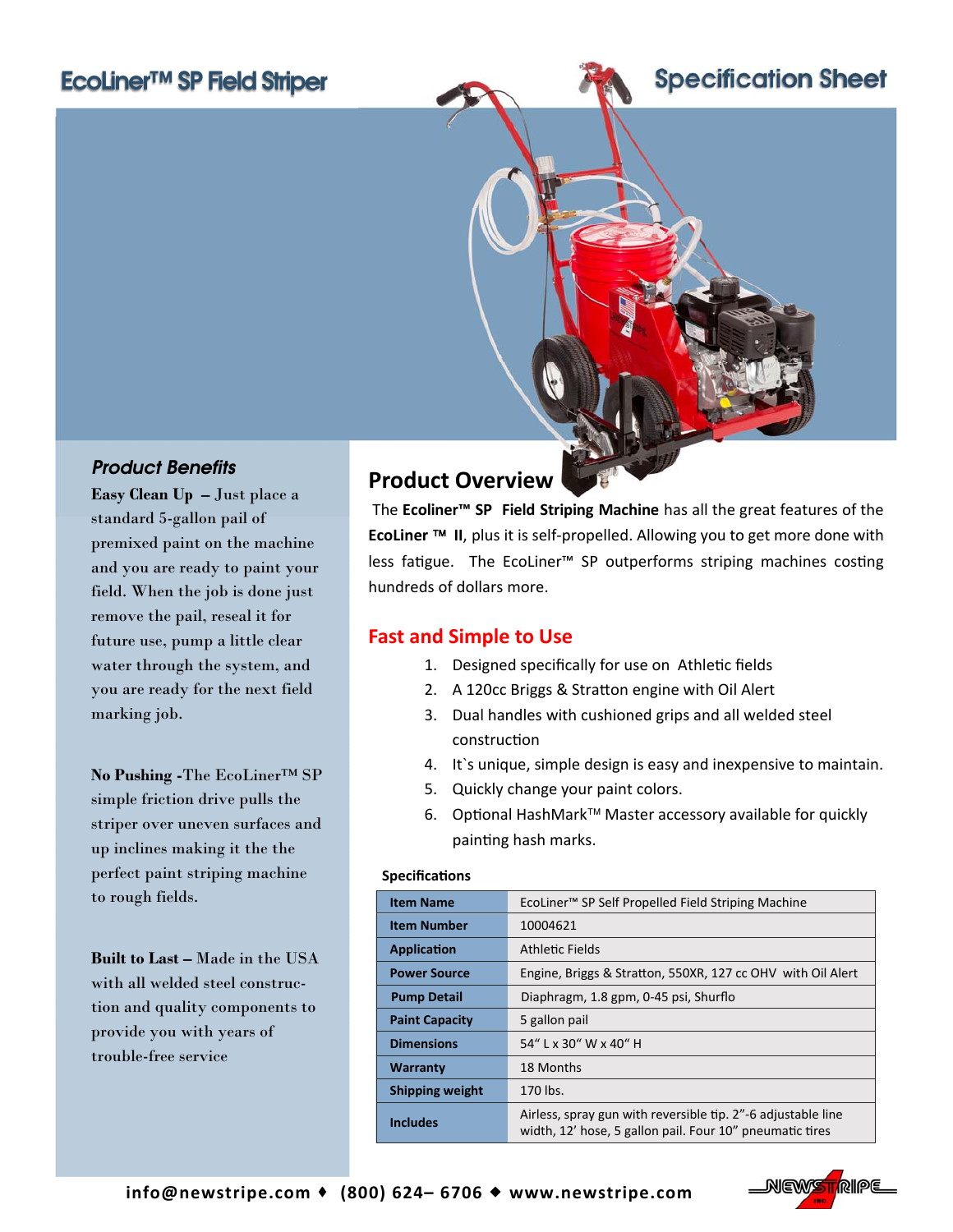# EcoLiner™ SP Field Striper

## Specification Sheet

### *Product Benefits*

**Easy Clean Up** – Just place a standard 5-gallon pail of premixed paint on the machine and you are ready to paint your field. When the job is done just remove the pail, reseal it for future use, pump a little clear water through the system, and you are ready for the next field marking job.

**No Pushing** -The EcoLiner™ SP simple friction drive pulls the striper over uneven surfaces and up inclines making it the the perfect paint striping machine to rough fields.

**Built to Last** – Made in the USA with all welded steel construction and quality components to provide you with years of trouble-free service

## Product Overview

The **Ecoliner™ SP Field Striping Machine** has all the great features of the **EcoLiner ™ II**, plus it is self-propelled. Allowing you to get more done with less fatigue. The EcoLiner™ SP outperforms striping machines costing hundreds of dollars more.

## Fast and Simple to Use

1. Designed specifically for use on Athletic fields
2. A 120cc Briggs & Stratton engine with Oil Alert
3. Dual handles with cushioned grips and all welded steel construction
4. It`s unique, simple design is easy and inexpensive to maintain.
5. Quickly change your paint colors.
6. Optional HashMark™ Master accessory available for quickly painting hash marks.

**Specifications**

| | |
|---|---|
| **Item Name** | EcoLiner™ SP Self Propelled Field Striping Machine |
| **Item Number** | 10004621 |
| **Application** | Athletic Fields |
| **Power Source** | Engine, Briggs & Stratton, 550XR, 127 cc OHV with Oil Alert |
| **Pump Detail** | Diaphragm, 1.8 gpm, 0-45 psi, Shurflo |
| **Paint Capacity** | 5 gallon pail |
| **Dimensions** | 54" L x 30" W x 40" H |
| **Warranty** | 18 Months |
| **Shipping weight** | 170 lbs. |
| **Includes** | Airless, spray gun with reversible tip. 2"-6 adjustable line width, 12' hose, 5 gallon pail. Four 10" pneumatic tires |

info@newstripe.com ♦ (800) 624– 6706 ◆ www.newstripe.com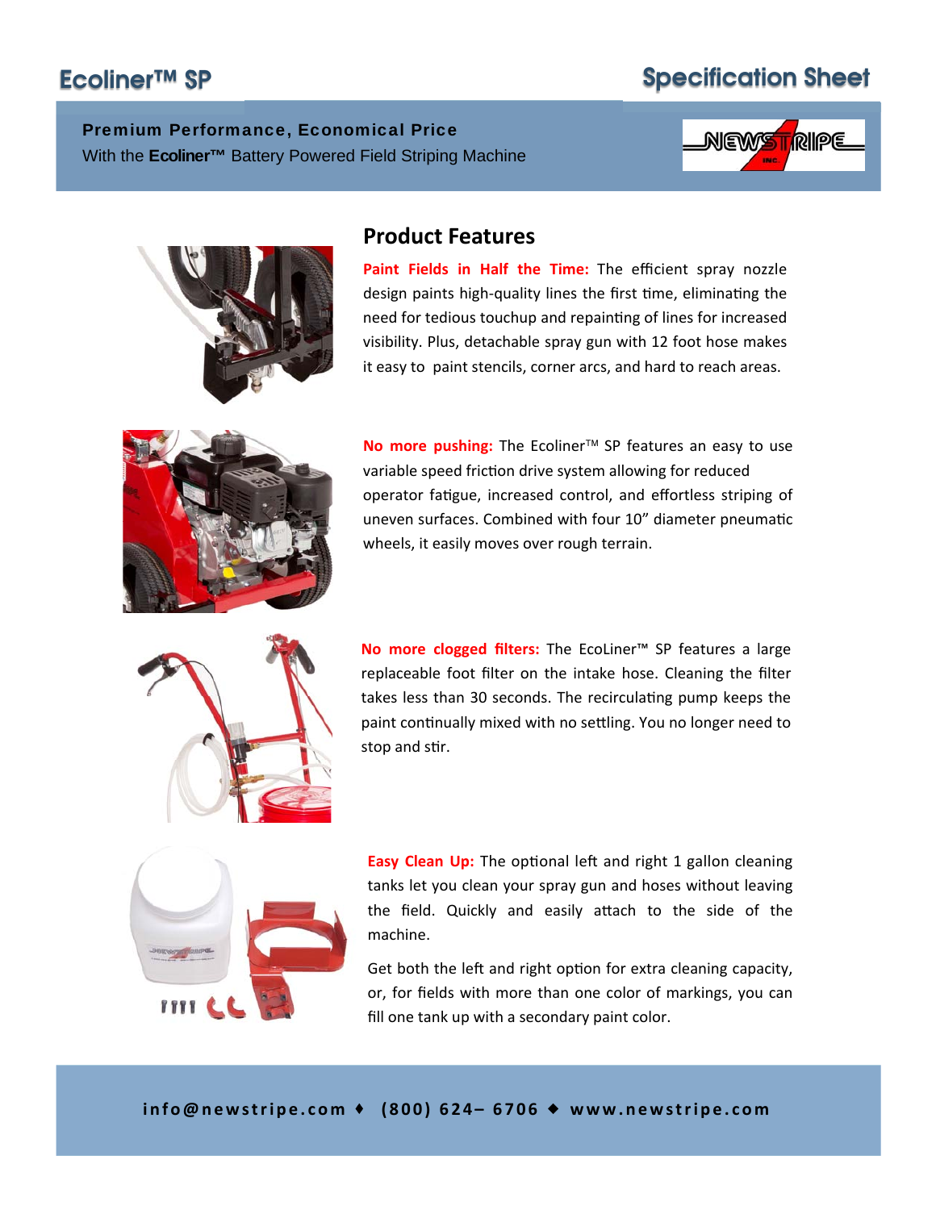# Ecoliner™ SP

## Specification Sheet

**Premium Performance, Economical Price**

With the **Ecoliner™** Battery Powered Field Striping Machine

## Product Features

**Paint Fields in Half the Time:** The efficient spray nozzle design paints high-quality lines the first time, eliminating the need for tedious touchup and repainting of lines for increased visibility. Plus, detachable spray gun with 12 foot hose makes it easy to paint stencils, corner arcs, and hard to reach areas.

**No more pushing:** The Ecoliner™ SP features an easy to use variable speed friction drive system allowing for reduced operator fatigue, increased control, and effortless striping of uneven surfaces. Combined with four 10" diameter pneumatic wheels, it easily moves over rough terrain.

**No more clogged filters:** The EcoLiner™ SP features a large replaceable foot filter on the intake hose. Cleaning the filter takes less than 30 seconds. The recirculating pump keeps the paint continually mixed with no settling. You no longer need to stop and stir.

**Easy Clean Up:** The optional left and right 1 gallon cleaning tanks let you clean your spray gun and hoses without leaving the field. Quickly and easily attach to the side of the machine.

Get both the left and right option for extra cleaning capacity, or, for fields with more than one color of markings, you can fill one tank up with a secondary paint color.

**info@newstripe.com ♦ (800) 624– 6706 ♦ www.newstripe.com**